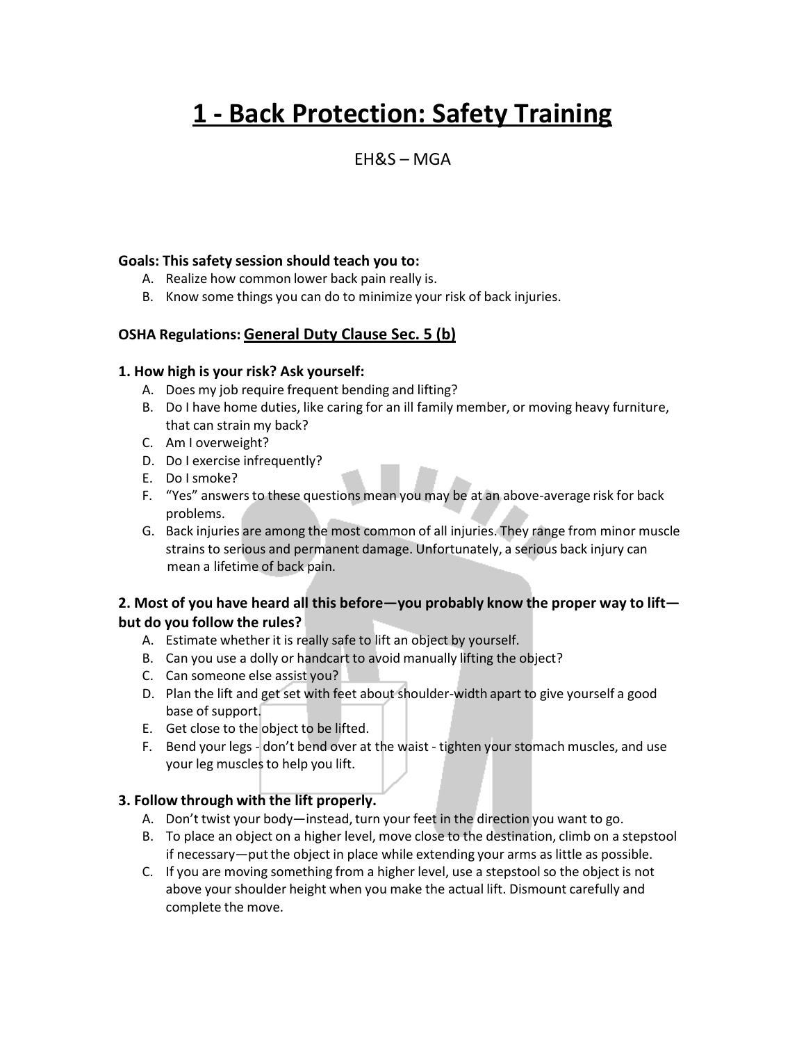# 1 - Back Protection: Safety Training

EH&S – MGA

**Goals: This safety session should teach you to:**

A. Realize how common lower back pain really is.
B. Know some things you can do to minimize your risk of back injuries.

**OSHA Regulations: General Duty Clause Sec. 5 (b)**

### 1. How high is your risk? Ask yourself:

A. Does my job require frequent bending and lifting?
B. Do I have home duties, like caring for an ill family member, or moving heavy furniture, that can strain my back?
C. Am I overweight?
D. Do I exercise infrequently?
E. Do I smoke?
F. "Yes" answers to these questions mean you may be at an above-average risk for back problems.
G. Back injuries are among the most common of all injuries. They range from minor muscle strains to serious and permanent damage. Unfortunately, a serious back injury can mean a lifetime of back pain.

### 2. Most of you have heard all this before—you probably know the proper way to lift—but do you follow the rules?

A. Estimate whether it is really safe to lift an object by yourself.
B. Can you use a dolly or handcart to avoid manually lifting the object?
C. Can someone else assist you?
D. Plan the lift and get set with feet about shoulder-width apart to give yourself a good base of support.
E. Get close to the object to be lifted.
F. Bend your legs - don't bend over at the waist - tighten your stomach muscles, and use your leg muscles to help you lift.

### 3. Follow through with the lift properly.

A. Don't twist your body—instead, turn your feet in the direction you want to go.
B. To place an object on a higher level, move close to the destination, climb on a stepstool if necessary—put the object in place while extending your arms as little as possible.
C. If you are moving something from a higher level, use a stepstool so the object is not above your shoulder height when you make the actual lift. Dismount carefully and complete the move.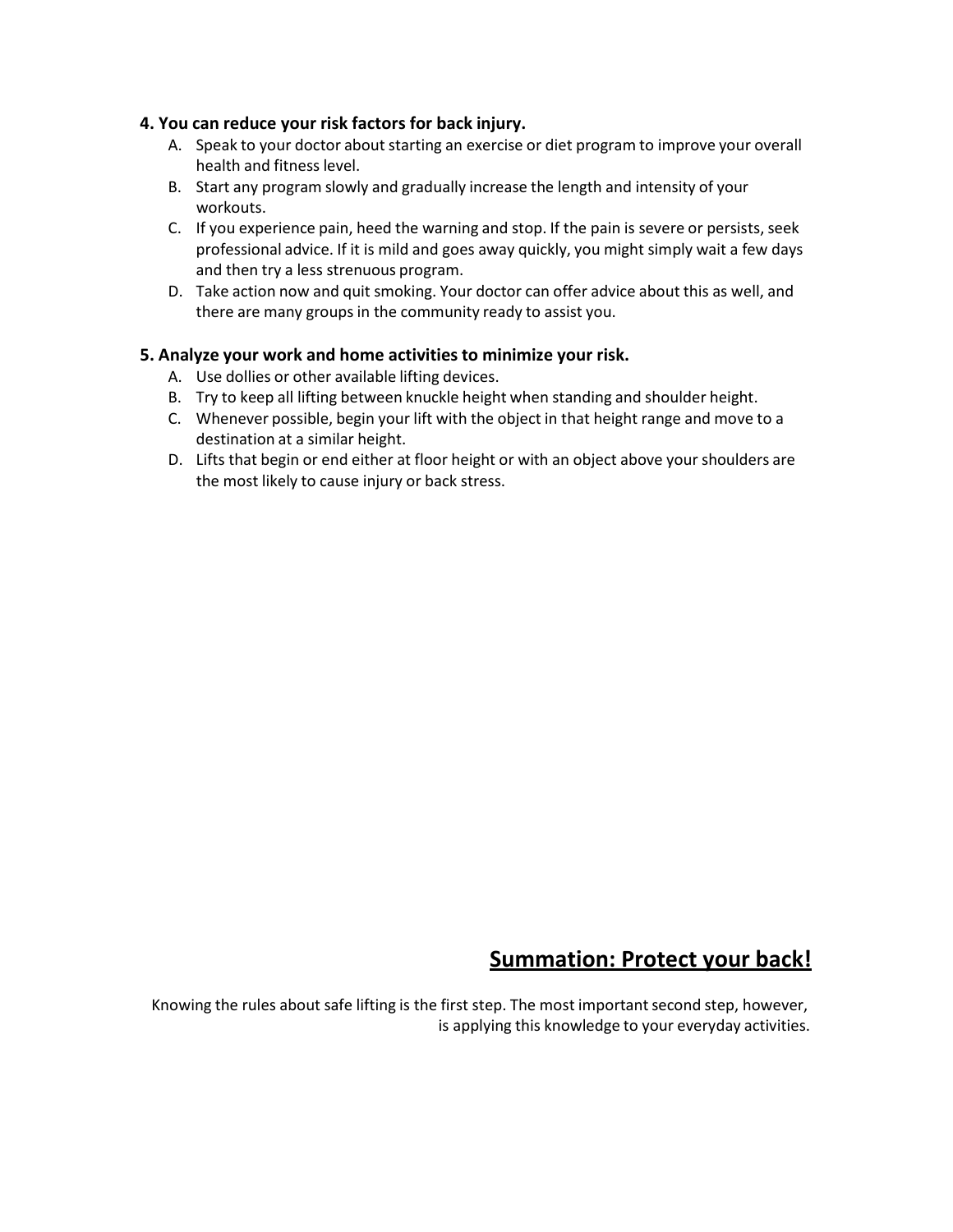**4. You can reduce your risk factors for back injury.**

A. Speak to your doctor about starting an exercise or diet program to improve your overall health and fitness level.
B. Start any program slowly and gradually increase the length and intensity of your workouts.
C. If you experience pain, heed the warning and stop. If the pain is severe or persists, seek professional advice. If it is mild and goes away quickly, you might simply wait a few days and then try a less strenuous program.
D. Take action now and quit smoking. Your doctor can offer advice about this as well, and there are many groups in the community ready to assist you.

**5. Analyze your work and home activities to minimize your risk.**

A. Use dollies or other available lifting devices.
B. Try to keep all lifting between knuckle height when standing and shoulder height.
C. Whenever possible, begin your lift with the object in that height range and move to a destination at a similar height.
D. Lifts that begin or end either at floor height or with an object above your shoulders are the most likely to cause injury or back stress.

## Summation: Protect your back!

Knowing the rules about safe lifting is the first step. The most important second step, however, is applying this knowledge to your everyday activities.